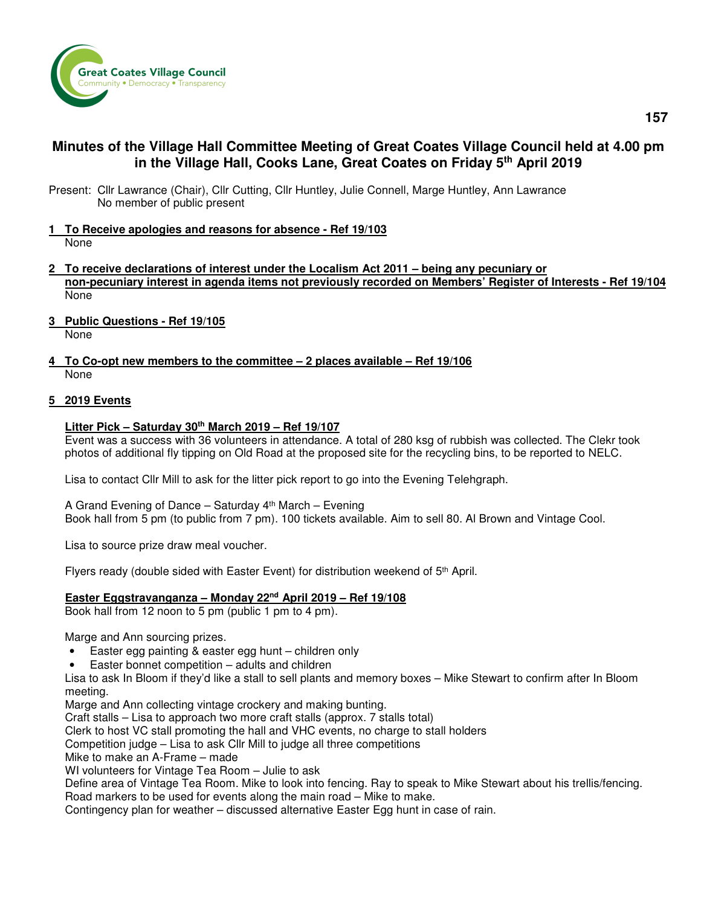# Minutes of the Village Hall Committee Meeting of Great Coates Village Council held at 4.00 pm in the Village Hall, Cooks Lane, Great Coates on Friday 5th April 2019

Present: Cllr Lawrance (Chair), Cllr Cutting, Cllr Huntley, Julie Connell, Marge Huntley, Ann Lawrance
No member of public present

## 1 To Receive apologies and reasons for absence - Ref 19/103

None

## 2 To receive declarations of interest under the Localism Act 2011 – being any pecuniary or non-pecuniary interest in agenda items not previously recorded on Members' Register of Interests - Ref 19/104

None

## 3 Public Questions - Ref 19/105

None

## 4 To Co-opt new members to the committee – 2 places available – Ref 19/106

None

## 5 2019 Events

### Litter Pick – Saturday 30th March 2019 – Ref 19/107

Event was a success with 36 volunteers in attendance. A total of 280 ksg of rubbish was collected. The Clekr took photos of additional fly tipping on Old Road at the proposed site for the recycling bins, to be reported to NELC.

Lisa to contact Cllr Mill to ask for the litter pick report to go into the Evening Telehgraph.

A Grand Evening of Dance – Saturday 4th March – Evening
Book hall from 5 pm (to public from 7 pm). 100 tickets available. Aim to sell 80. Al Brown and Vintage Cool.

Lisa to source prize draw meal voucher.

Flyers ready (double sided with Easter Event) for distribution weekend of 5th April.

### Easter Eggstravanganza – Monday 22nd April 2019 – Ref 19/108

Book hall from 12 noon to 5 pm (public 1 pm to 4 pm).

Marge and Ann sourcing prizes.

- Easter egg painting & easter egg hunt – children only
- Easter bonnet competition – adults and children

Lisa to ask In Bloom if they'd like a stall to sell plants and memory boxes – Mike Stewart to confirm after In Bloom meeting.
Marge and Ann collecting vintage crockery and making bunting.
Craft stalls – Lisa to approach two more craft stalls (approx. 7 stalls total)
Clerk to host VC stall promoting the hall and VHC events, no charge to stall holders
Competition judge – Lisa to ask Cllr Mill to judge all three competitions
Mike to make an A-Frame – made
WI volunteers for Vintage Tea Room – Julie to ask
Define area of Vintage Tea Room. Mike to look into fencing. Ray to speak to Mike Stewart about his trellis/fencing.
Road markers to be used for events along the main road – Mike to make.
Contingency plan for weather – discussed alternative Easter Egg hunt in case of rain.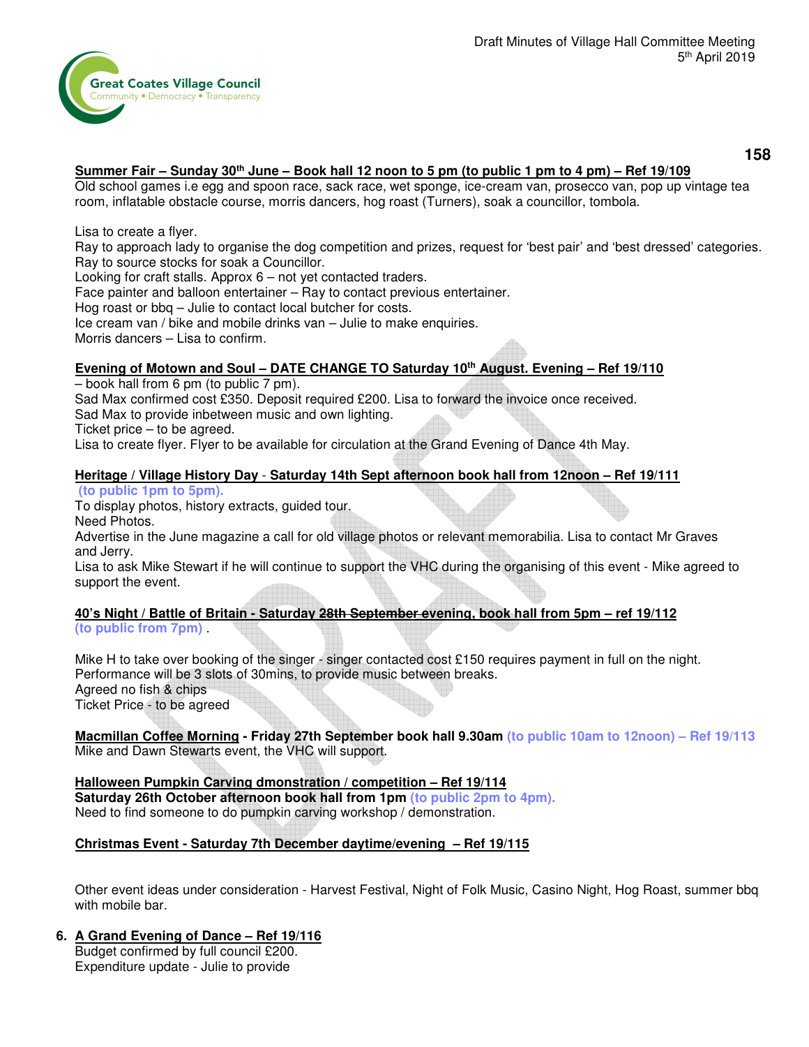**Summer Fair – Sunday 30th June – Book hall 12 noon to 5 pm (to public 1 pm to 4 pm) – Ref 19/109**
Old school games i.e egg and spoon race, sack race, wet sponge, ice-cream van, prosecco van, pop up vintage tea room, inflatable obstacle course, morris dancers, hog roast (Turners), soak a councillor, tombola.

Lisa to create a flyer.
Ray to approach lady to organise the dog competition and prizes, request for 'best pair' and 'best dressed' categories.
Ray to source stocks for soak a Councillor.
Looking for craft stalls. Approx 6 – not yet contacted traders.
Face painter and balloon entertainer – Ray to contact previous entertainer.
Hog roast or bbq – Julie to contact local butcher for costs.
Ice cream van / bike and mobile drinks van – Julie to make enquiries.
Morris dancers – Lisa to confirm.

**Evening of Motown and Soul – DATE CHANGE TO Saturday 10th August. Evening – Ref 19/110**
– book hall from 6 pm (to public 7 pm).
Sad Max confirmed cost £350. Deposit required £200. Lisa to forward the invoice once received.
Sad Max to provide inbetween music and own lighting.
Ticket price – to be agreed.
Lisa to create flyer. Flyer to be available for circulation at the Grand Evening of Dance 4th May.

**Heritage / Village History Day - Saturday 14th Sept afternoon book hall from 12noon – Ref 19/111**
**(to public 1pm to 5pm).**
To display photos, history extracts, guided tour.
Need Photos.
Advertise in the June magazine a call for old village photos or relevant memorabilia. Lisa to contact Mr Graves and Jerry.
Lisa to ask Mike Stewart if he will continue to support the VHC during the organising of this event - Mike agreed to support the event.

**40's Night / Battle of Britain - Saturday ~~28th September~~ evening, book hall from 5pm – ref 19/112**
**(to public from 7pm)** .

Mike H to take over booking of the singer - singer contacted cost £150 requires payment in full on the night.
Performance will be 3 slots of 30mins, to provide music between breaks.
Agreed no fish & chips
Ticket Price - to be agreed

**Macmillan Coffee Morning - Friday 27th September book hall 9.30am (to public 10am to 12noon) – Ref 19/113**
Mike and Dawn Stewarts event, the VHC will support.

**Halloween Pumpkin Carving dmonstration / competition – Ref 19/114**
**Saturday 26th October afternoon book hall from 1pm (to public 2pm to 4pm).**
Need to find someone to do pumpkin carving workshop / demonstration.

**Christmas Event - Saturday 7th December daytime/evening – Ref 19/115**

Other event ideas under consideration - Harvest Festival, Night of Folk Music, Casino Night, Hog Roast, summer bbq with mobile bar.

**6. A Grand Evening of Dance – Ref 19/116**
Budget confirmed by full council £200.
Expenditure update - Julie to provide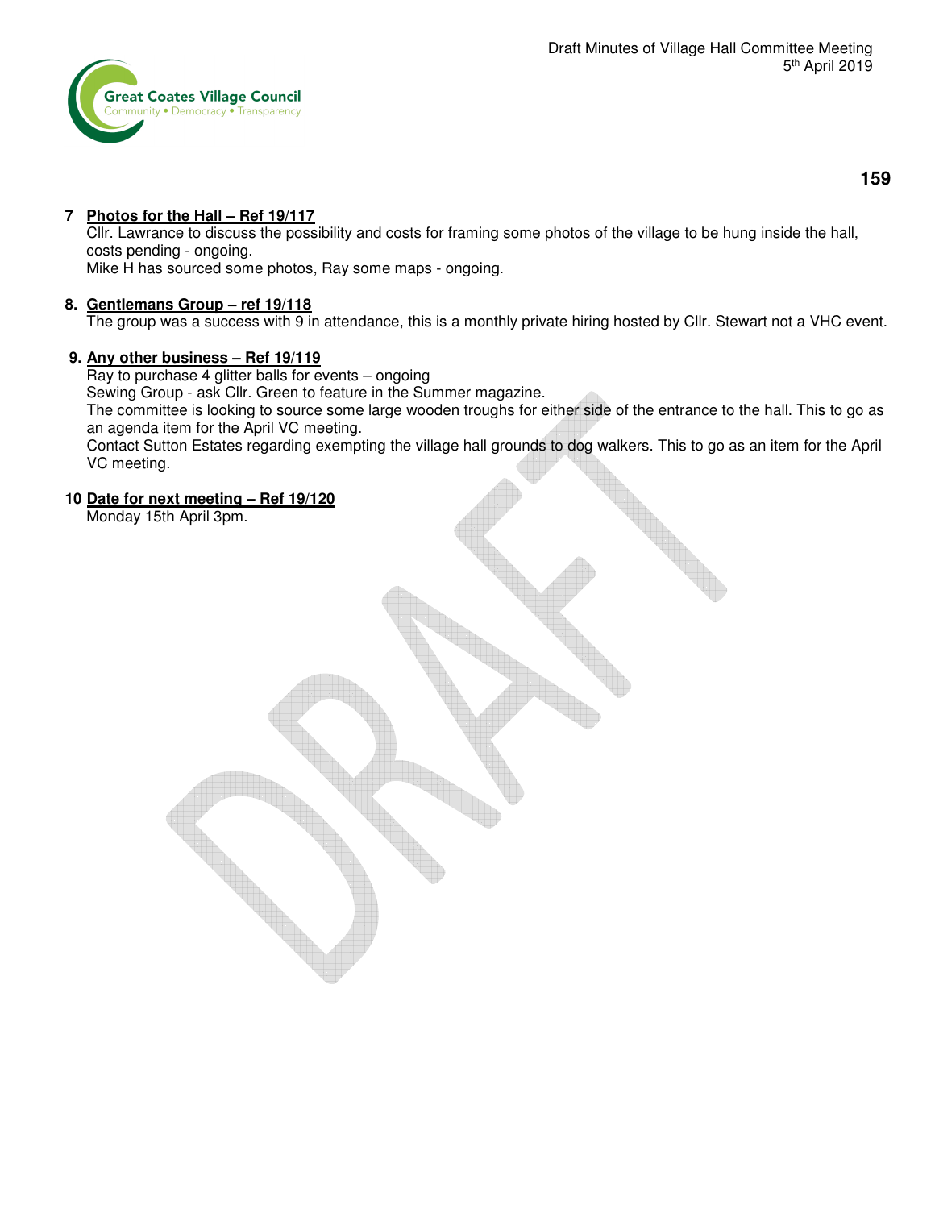7 **Photos for the Hall – Ref 19/117**
Cllr. Lawrance to discuss the possibility and costs for framing some photos of the village to be hung inside the hall, costs pending - ongoing.
Mike H has sourced some photos, Ray some maps - ongoing.

8. **Gentlemans Group – ref 19/118**
The group was a success with 9 in attendance, this is a monthly private hiring hosted by Cllr. Stewart not a VHC event.

9. **Any other business – Ref 19/119**
Ray to purchase 4 glitter balls for events – ongoing
Sewing Group - ask Cllr. Green to feature in the Summer magazine.
The committee is looking to source some large wooden troughs for either side of the entrance to the hall. This to go as an agenda item for the April VC meeting.
Contact Sutton Estates regarding exempting the village hall grounds to dog walkers. This to go as an item for the April VC meeting.

10 **Date for next meeting – Ref 19/120**
Monday 15th April 3pm.